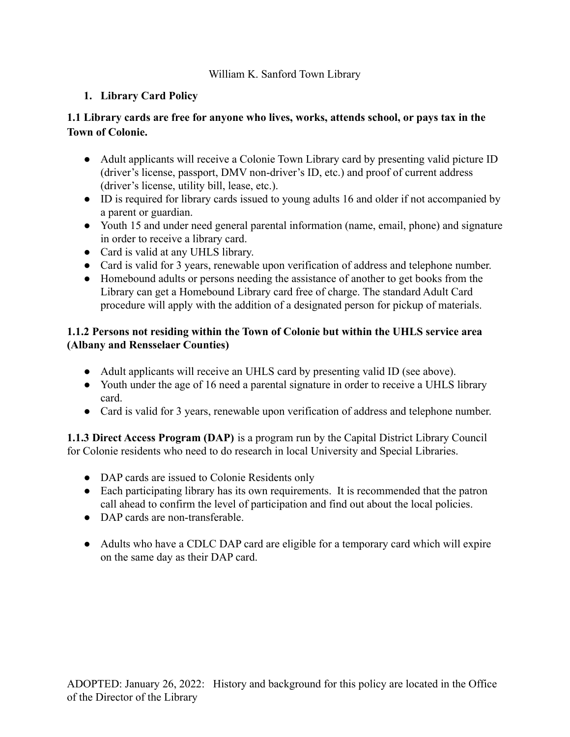William K. Sanford Town Library

## 1. Library Card Policy

### 1.1 Library cards are free for anyone who lives, works, attends school, or pays tax in the Town of Colonie.

- Adult applicants will receive a Colonie Town Library card by presenting valid picture ID (driver's license, passport, DMV non-driver's ID, etc.) and proof of current address (driver's license, utility bill, lease, etc.).
- ID is required for library cards issued to young adults 16 and older if not accompanied by a parent or guardian.
- Youth 15 and under need general parental information (name, email, phone) and signature in order to receive a library card.
- Card is valid at any UHLS library.
- Card is valid for 3 years, renewable upon verification of address and telephone number.
- Homebound adults or persons needing the assistance of another to get books from the Library can get a Homebound Library card free of charge. The standard Adult Card procedure will apply with the addition of a designated person for pickup of materials.

### 1.1.2 Persons not residing within the Town of Colonie but within the UHLS service area (Albany and Rensselaer Counties)

- Adult applicants will receive an UHLS card by presenting valid ID (see above).
- Youth under the age of 16 need a parental signature in order to receive a UHLS library card.
- Card is valid for 3 years, renewable upon verification of address and telephone number.

**1.1.3 Direct Access Program (DAP)** is a program run by the Capital District Library Council for Colonie residents who need to do research in local University and Special Libraries.

- DAP cards are issued to Colonie Residents only
- Each participating library has its own requirements. It is recommended that the patron call ahead to confirm the level of participation and find out about the local policies.
- DAP cards are non-transferable.

- Adults who have a CDLC DAP card are eligible for a temporary card which will expire on the same day as their DAP card.

ADOPTED: January 26, 2022: History and background for this policy are located in the Office of the Director of the Library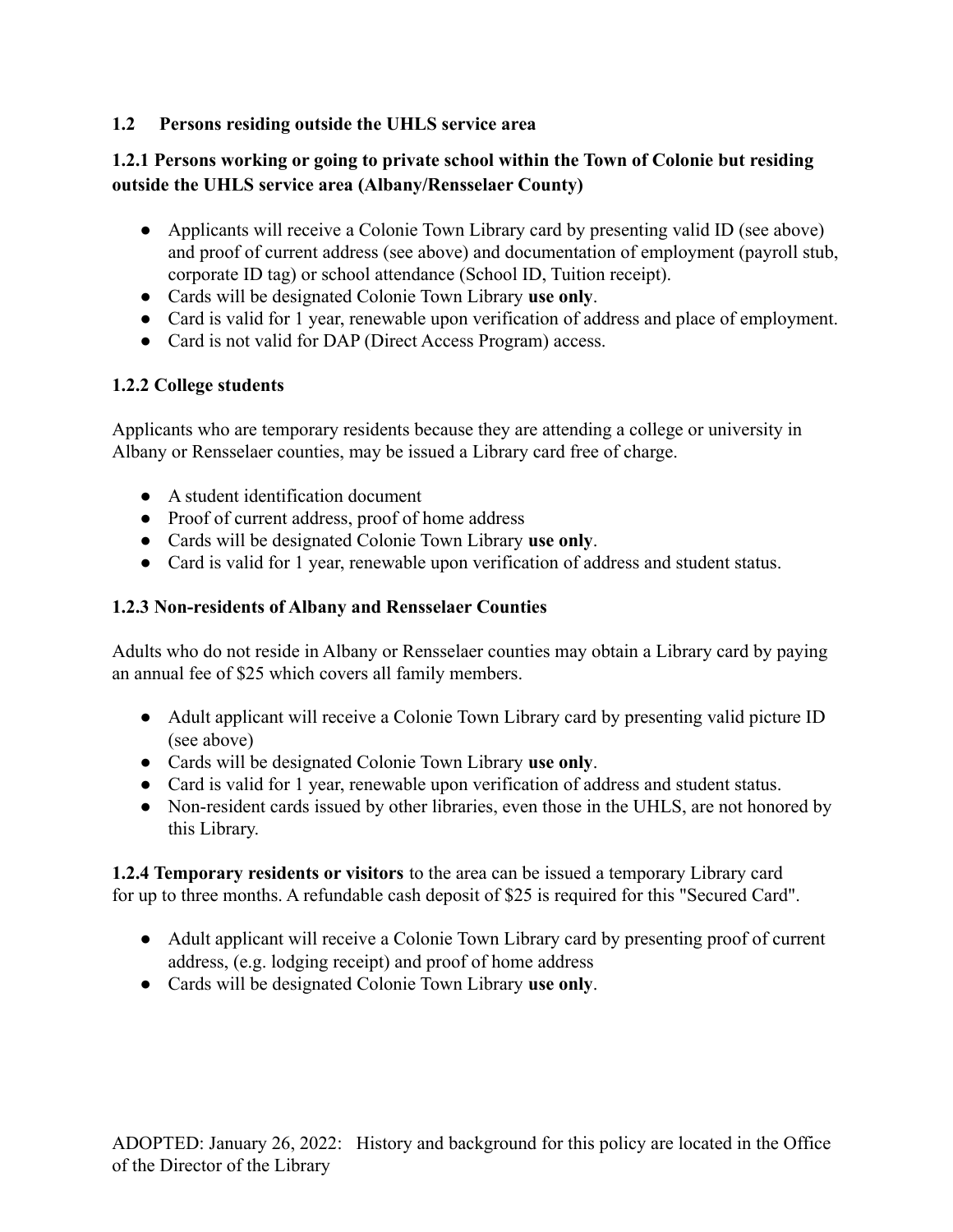### 1.2 Persons residing outside the UHLS service area

#### 1.2.1 Persons working or going to private school within the Town of Colonie but residing outside the UHLS service area (Albany/Rensselaer County)

- Applicants will receive a Colonie Town Library card by presenting valid ID (see above) and proof of current address (see above) and documentation of employment (payroll stub, corporate ID tag) or school attendance (School ID, Tuition receipt).
- Cards will be designated Colonie Town Library **use only**.
- Card is valid for 1 year, renewable upon verification of address and place of employment.
- Card is not valid for DAP (Direct Access Program) access.

#### 1.2.2 College students

Applicants who are temporary residents because they are attending a college or university in Albany or Rensselaer counties, may be issued a Library card free of charge.

- A student identification document
- Proof of current address, proof of home address
- Cards will be designated Colonie Town Library **use only**.
- Card is valid for 1 year, renewable upon verification of address and student status.

#### 1.2.3 Non-residents of Albany and Rensselaer Counties

Adults who do not reside in Albany or Rensselaer counties may obtain a Library card by paying an annual fee of $25 which covers all family members.

- Adult applicant will receive a Colonie Town Library card by presenting valid picture ID (see above)
- Cards will be designated Colonie Town Library **use only**.
- Card is valid for 1 year, renewable upon verification of address and student status.
- Non-resident cards issued by other libraries, even those in the UHLS, are not honored by this Library.

**1.2.4 Temporary residents or visitors** to the area can be issued a temporary Library card for up to three months. A refundable cash deposit of $25 is required for this "Secured Card".

- Adult applicant will receive a Colonie Town Library card by presenting proof of current address, (e.g. lodging receipt) and proof of home address
- Cards will be designated Colonie Town Library **use only**.

ADOPTED: January 26, 2022: History and background for this policy are located in the Office of the Director of the Library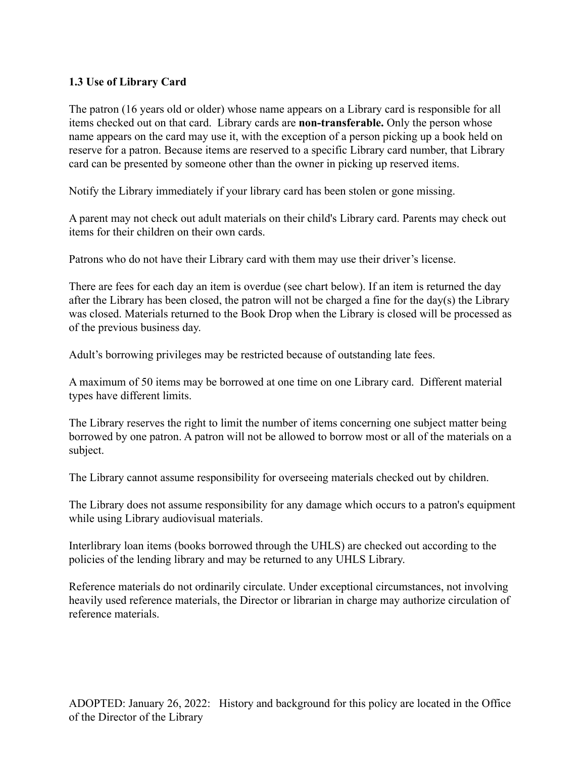### 1.3 Use of Library Card

The patron (16 years old or older) whose name appears on a Library card is responsible for all items checked out on that card. Library cards are **non-transferable.** Only the person whose name appears on the card may use it, with the exception of a person picking up a book held on reserve for a patron. Because items are reserved to a specific Library card number, that Library card can be presented by someone other than the owner in picking up reserved items.

Notify the Library immediately if your library card has been stolen or gone missing.

A parent may not check out adult materials on their child's Library card. Parents may check out items for their children on their own cards.

Patrons who do not have their Library card with them may use their driver's license.

There are fees for each day an item is overdue (see chart below). If an item is returned the day after the Library has been closed, the patron will not be charged a fine for the day(s) the Library was closed. Materials returned to the Book Drop when the Library is closed will be processed as of the previous business day.

Adult's borrowing privileges may be restricted because of outstanding late fees.

A maximum of 50 items may be borrowed at one time on one Library card. Different material types have different limits.

The Library reserves the right to limit the number of items concerning one subject matter being borrowed by one patron. A patron will not be allowed to borrow most or all of the materials on a subject.

The Library cannot assume responsibility for overseeing materials checked out by children.

The Library does not assume responsibility for any damage which occurs to a patron's equipment while using Library audiovisual materials.

Interlibrary loan items (books borrowed through the UHLS) are checked out according to the policies of the lending library and may be returned to any UHLS Library.

Reference materials do not ordinarily circulate. Under exceptional circumstances, not involving heavily used reference materials, the Director or librarian in charge may authorize circulation of reference materials.

ADOPTED: January 26, 2022: History and background for this policy are located in the Office of the Director of the Library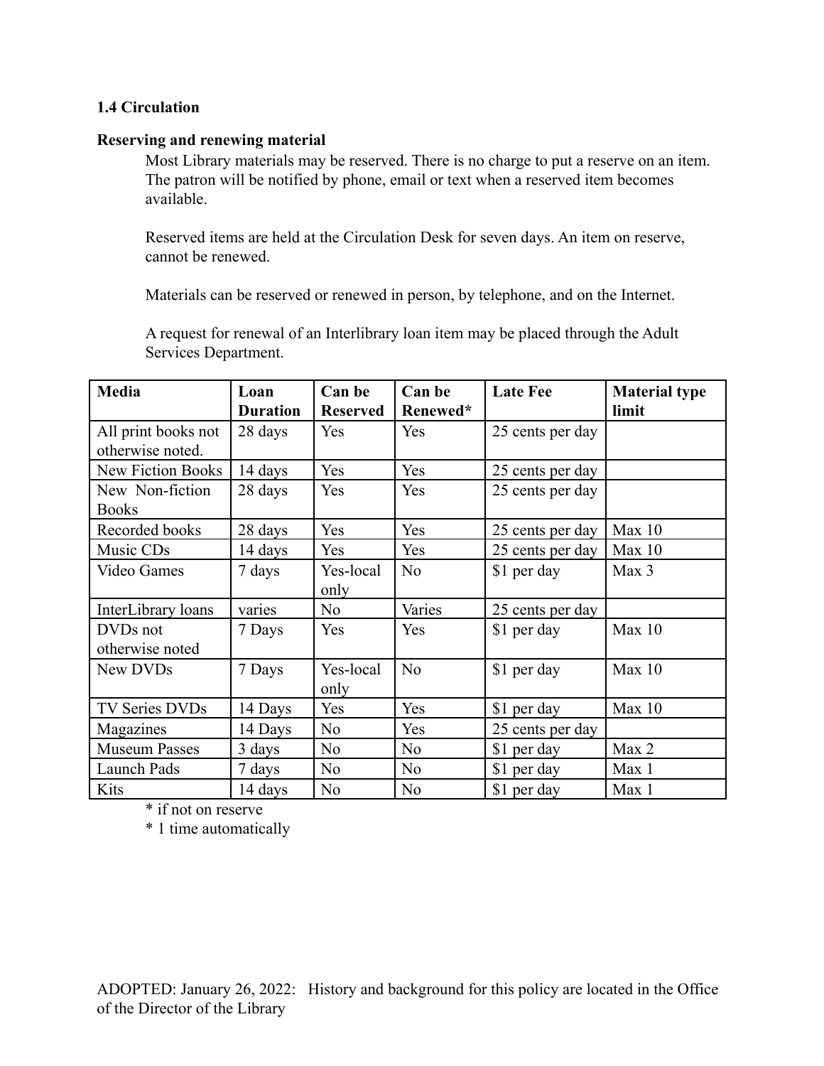### 1.4 Circulation

**Reserving and renewing material**

Most Library materials may be reserved. There is no charge to put a reserve on an item. The patron will be notified by phone, email or text when a reserved item becomes available.

Reserved items are held at the Circulation Desk for seven days. An item on reserve, cannot be renewed.

Materials can be reserved or renewed in person, by telephone, and on the Internet.

A request for renewal of an Interlibrary loan item may be placed through the Adult Services Department.

| Media | Loan Duration | Can be Reserved | Can be Renewed* | Late Fee | Material type limit |
|---|---|---|---|---|---|
| All print books not otherwise noted. | 28 days | Yes | Yes | 25 cents per day | |
| New Fiction Books | 14 days | Yes | Yes | 25 cents per day | |
| New Non-fiction Books | 28 days | Yes | Yes | 25 cents per day | |
| Recorded books | 28 days | Yes | Yes | 25 cents per day | Max 10 |
| Music CDs | 14 days | Yes | Yes | 25 cents per day | Max 10 |
| Video Games | 7 days | Yes-local only | No | $1 per day | Max 3 |
| InterLibrary loans | varies | No | Varies | 25 cents per day | |
| DVDs not otherwise noted | 7 Days | Yes | Yes | $1 per day | Max 10 |
| New DVDs | 7 Days | Yes-local only | No | $1 per day | Max 10 |
| TV Series DVDs | 14 Days | Yes | Yes | $1 per day | Max 10 |
| Magazines | 14 Days | No | Yes | 25 cents per day | |
| Museum Passes | 3 days | No | No | $1 per day | Max 2 |
| Launch Pads | 7 days | No | No | $1 per day | Max 1 |
| Kits | 14 days | No | No | $1 per day | Max 1 |

\* if not on reserve

\* 1 time automatically

ADOPTED: January 26, 2022: History and background for this policy are located in the Office of the Director of the Library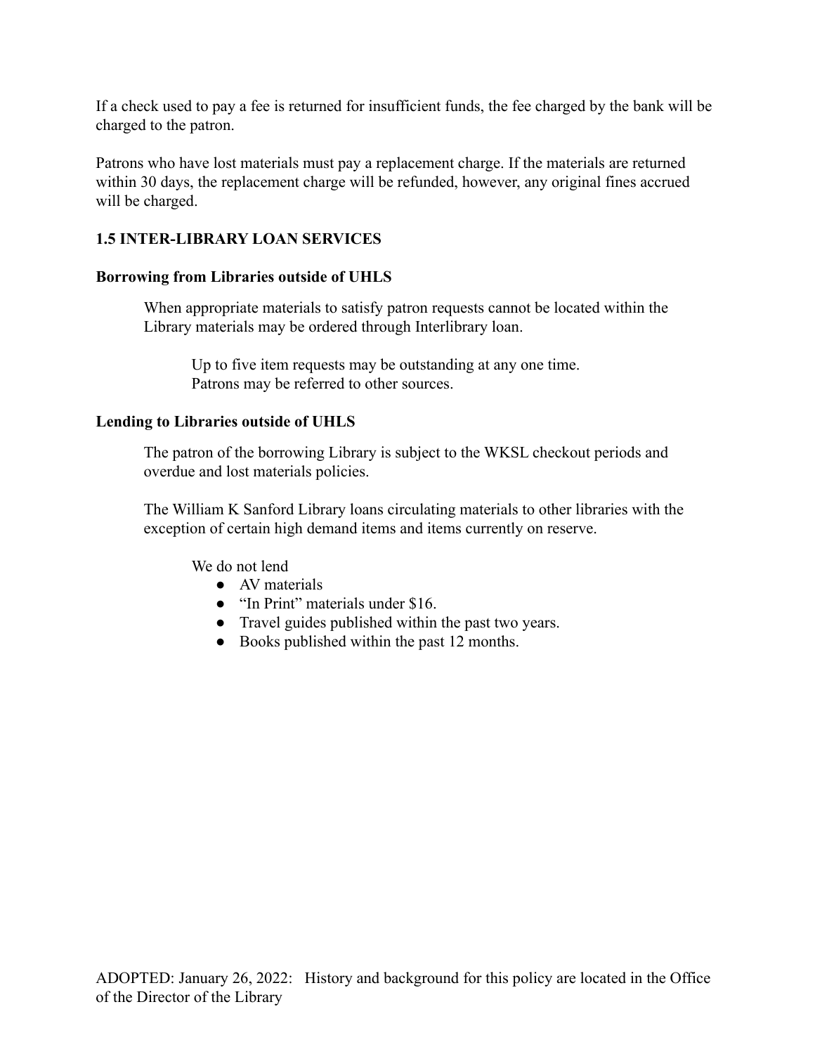If a check used to pay a fee is returned for insufficient funds, the fee charged by the bank will be charged to the patron.

Patrons who have lost materials must pay a replacement charge. If the materials are returned within 30 days, the replacement charge will be refunded, however, any original fines accrued will be charged.

## 1.5 INTER-LIBRARY LOAN SERVICES

### Borrowing from Libraries outside of UHLS

When appropriate materials to satisfy patron requests cannot be located within the Library materials may be ordered through Interlibrary loan.

Up to five item requests may be outstanding at any one time.
Patrons may be referred to other sources.

### Lending to Libraries outside of UHLS

The patron of the borrowing Library is subject to the WKSL checkout periods and overdue and lost materials policies.

The William K Sanford Library loans circulating materials to other libraries with the exception of certain high demand items and items currently on reserve.

We do not lend

- AV materials
- “In Print” materials under $16.
- Travel guides published within the past two years.
- Books published within the past 12 months.

ADOPTED: January 26, 2022: History and background for this policy are located in the Office of the Director of the Library